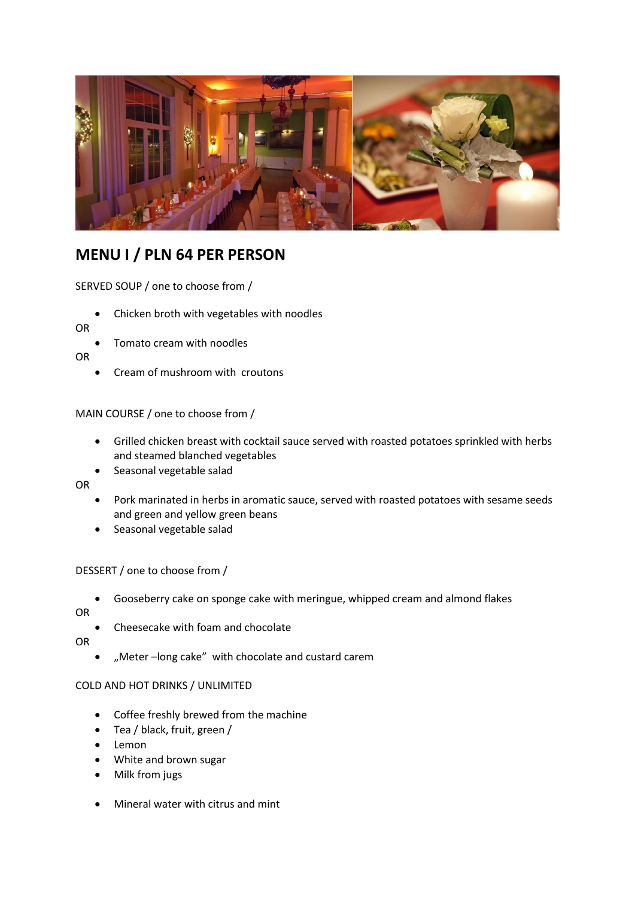# MENU I / PLN 64 PER PERSON

SERVED SOUP / one to choose from /

- Chicken broth with vegetables with noodles

OR

- Tomato cream with noodles

OR

- Cream of mushroom with croutons

MAIN COURSE / one to choose from /

- Grilled chicken breast with cocktail sauce served with roasted potatoes sprinkled with herbs and steamed blanched vegetables
- Seasonal vegetable salad

OR

- Pork marinated in herbs in aromatic sauce, served with roasted potatoes with sesame seeds and green and yellow green beans
- Seasonal vegetable salad

DESSERT / one to choose from /

- Gooseberry cake on sponge cake with meringue, whipped cream and almond flakes

OR

- Cheesecake with foam and chocolate

OR

- „Meter –long cake" with chocolate and custard carem

COLD AND HOT DRINKS / UNLIMITED

- Coffee freshly brewed from the machine
- Tea / black, fruit, green /
- Lemon
- White and brown sugar
- Milk from jugs

- Mineral water with citrus and mint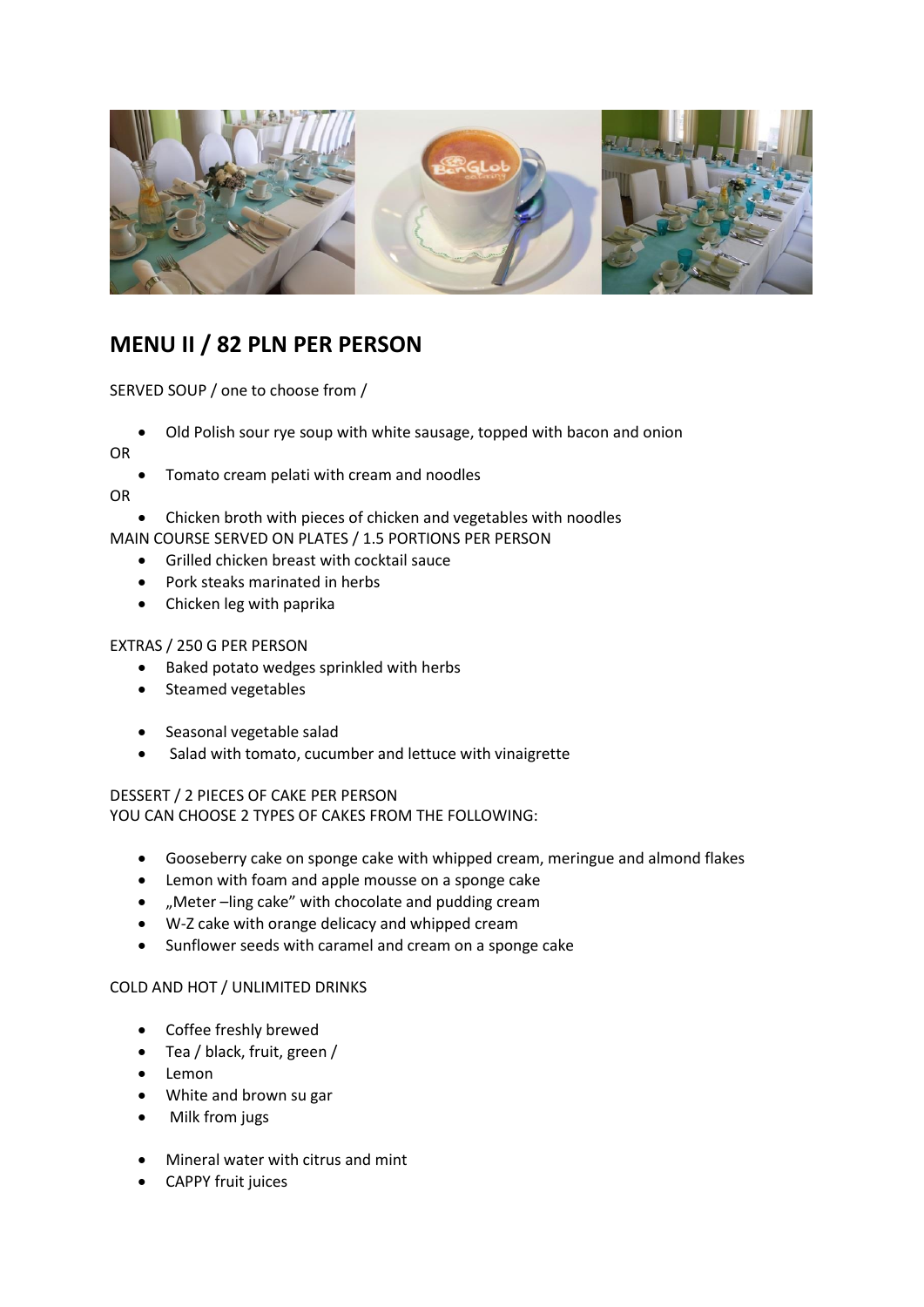## MENU II / 82 PLN PER PERSON

SERVED SOUP / one to choose from /

- Old Polish sour rye soup with white sausage, topped with bacon and onion

OR

- Tomato cream pelati with cream and noodles

OR

- Chicken broth with pieces of chicken and vegetables with noodles

MAIN COURSE SERVED ON PLATES / 1.5 PORTIONS PER PERSON

- Grilled chicken breast with cocktail sauce
- Pork steaks marinated in herbs
- Chicken leg with paprika

EXTRAS / 250 G PER PERSON

- Baked potato wedges sprinkled with herbs
- Steamed vegetables

- Seasonal vegetable salad
- Salad with tomato, cucumber and lettuce with vinaigrette

DESSERT / 2 PIECES OF CAKE PER PERSON
YOU CAN CHOOSE 2 TYPES OF CAKES FROM THE FOLLOWING:

- Gooseberry cake on sponge cake with whipped cream, meringue and almond flakes
- Lemon with foam and apple mousse on a sponge cake
- „Meter –ling cake" with chocolate and pudding cream
- W-Z cake with orange delicacy and whipped cream
- Sunflower seeds with caramel and cream on a sponge cake

COLD AND HOT / UNLIMITED DRINKS

- Coffee freshly brewed
- Tea / black, fruit, green /
- Lemon
- White and brown su gar
- Milk from jugs

- Mineral water with citrus and mint
- CAPPY fruit juices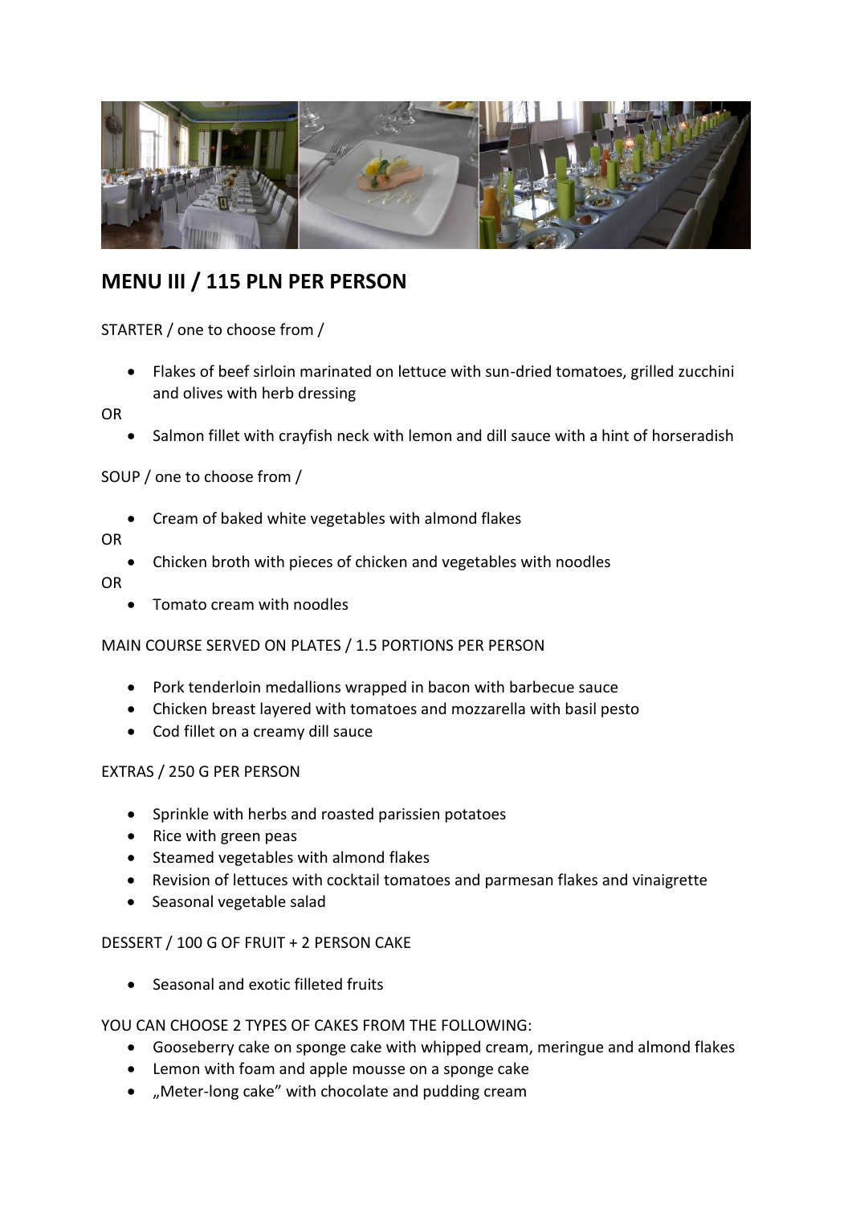## MENU III / 115 PLN PER PERSON

STARTER / one to choose from /

- Flakes of beef sirloin marinated on lettuce with sun-dried tomatoes, grilled zucchini and olives with herb dressing

OR

- Salmon fillet with crayfish neck with lemon and dill sauce with a hint of horseradish

SOUP / one to choose from /

- Cream of baked white vegetables with almond flakes

OR

- Chicken broth with pieces of chicken and vegetables with noodles

OR

- Tomato cream with noodles

MAIN COURSE SERVED ON PLATES / 1.5 PORTIONS PER PERSON

- Pork tenderloin medallions wrapped in bacon with barbecue sauce
- Chicken breast layered with tomatoes and mozzarella with basil pesto
- Cod fillet on a creamy dill sauce

EXTRAS / 250 G PER PERSON

- Sprinkle with herbs and roasted parissien potatoes
- Rice with green peas
- Steamed vegetables with almond flakes
- Revision of lettuces with cocktail tomatoes and parmesan flakes and vinaigrette
- Seasonal vegetable salad

DESSERT / 100 G OF FRUIT + 2 PERSON CAKE

- Seasonal and exotic filleted fruits

YOU CAN CHOOSE 2 TYPES OF CAKES FROM THE FOLLOWING:

- Gooseberry cake on sponge cake with whipped cream, meringue and almond flakes
- Lemon with foam and apple mousse on a sponge cake
- „Meter-long cake" with chocolate and pudding cream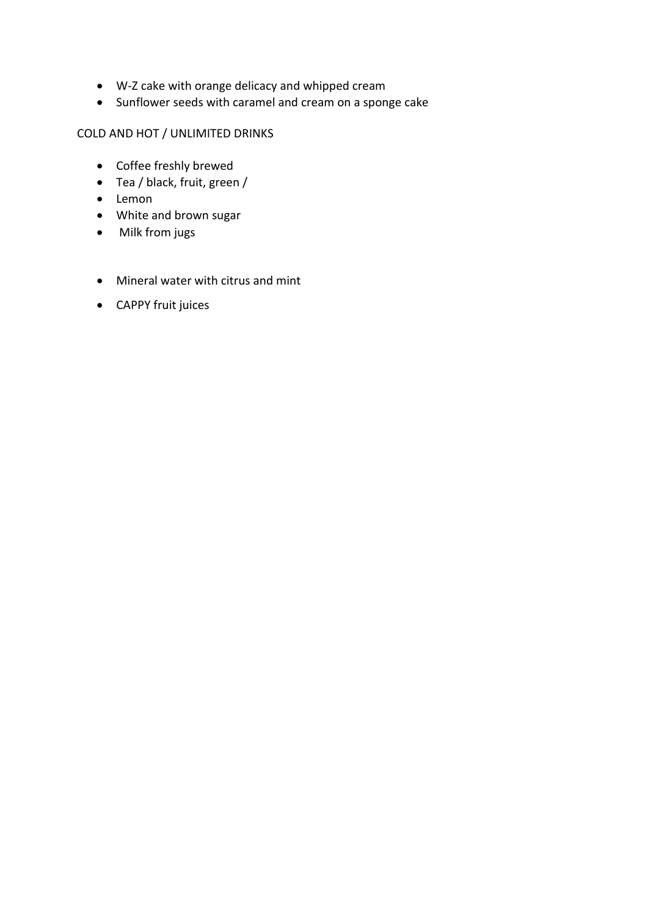- W-Z cake with orange delicacy and whipped cream
- Sunflower seeds with caramel and cream on a sponge cake

COLD AND HOT / UNLIMITED DRINKS

- Coffee freshly brewed
- Tea / black, fruit, green /
- Lemon
- White and brown sugar
- Milk from jugs

- Mineral water with citrus and mint
- CAPPY fruit juices